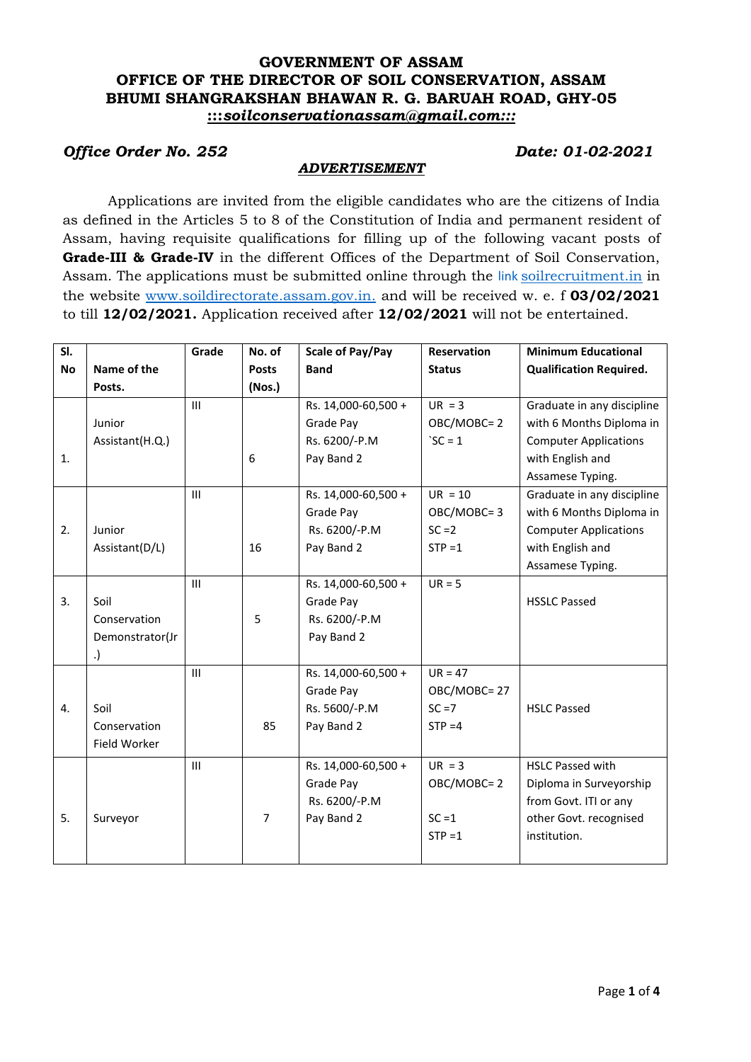# GOVERNMENT OF ASSAM
## OFFICE OF THE DIRECTOR OF SOIL CONSERVATION, ASSAM
## BHUMI SHANGRAKSHAN BHAWAN R. G. BARUAH ROAD, GHY-05
**:::*soilconservationassam@gmail.com*:::**

***Office Order No. 252*** ***Date: 01-02-2021***

***ADVERTISEMENT***

Applications are invited from the eligible candidates who are the citizens of India as defined in the Articles 5 to 8 of the Constitution of India and permanent resident of Assam, having requisite qualifications for filling up of the following vacant posts of **Grade-III & Grade-IV** in the different Offices of the Department of Soil Conservation, Assam. The applications must be submitted online through the link soilrecruitment.in in the website www.soildirectorate.assam.gov.in. and will be received w. e. f **03/02/2021** to till **12/02/2021.** Application received after **12/02/2021** will not be entertained.

| Sl. No | Name of the Posts. | Grade | No. of Posts (Nos.) | Scale of Pay/Pay Band | Reservation Status | Minimum Educational Qualification Required. |
|---|---|---|---|---|---|---|
| 1. | Junior Assistant(H.Q.) | III | 6 | Rs. 14,000-60,500 + Grade Pay Rs. 6200/-P.M Pay Band 2 | UR = 3<br>OBC/MOBC= 2<br>`SC = 1 | Graduate in any discipline with 6 Months Diploma in Computer Applications with English and Assamese Typing. |
| 2. | Junior Assistant(D/L) | III | 16 | Rs. 14,000-60,500 + Grade Pay Rs. 6200/-P.M Pay Band 2 | UR = 10<br>OBC/MOBC= 3<br>SC =2<br>STP =1 | Graduate in any discipline with 6 Months Diploma in Computer Applications with English and Assamese Typing. |
| 3. | Soil Conservation Demonstrator(Jr.) | III | 5 | Rs. 14,000-60,500 + Grade Pay Rs. 6200/-P.M Pay Band 2 | UR = 5 | HSSLC Passed |
| 4. | Soil Conservation Field Worker | III | 85 | Rs. 14,000-60,500 + Grade Pay Rs. 5600/-P.M Pay Band 2 | UR = 47<br>OBC/MOBC= 27<br>SC =7<br>STP =4 | HSLC Passed |
| 5. | Surveyor | III | 7 | Rs. 14,000-60,500 + Grade Pay Rs. 6200/-P.M Pay Band 2 | UR = 3<br>OBC/MOBC= 2<br>SC =1<br>STP =1 | HSLC Passed with Diploma in Surveyorship from Govt. ITI or any other Govt. recognised institution. |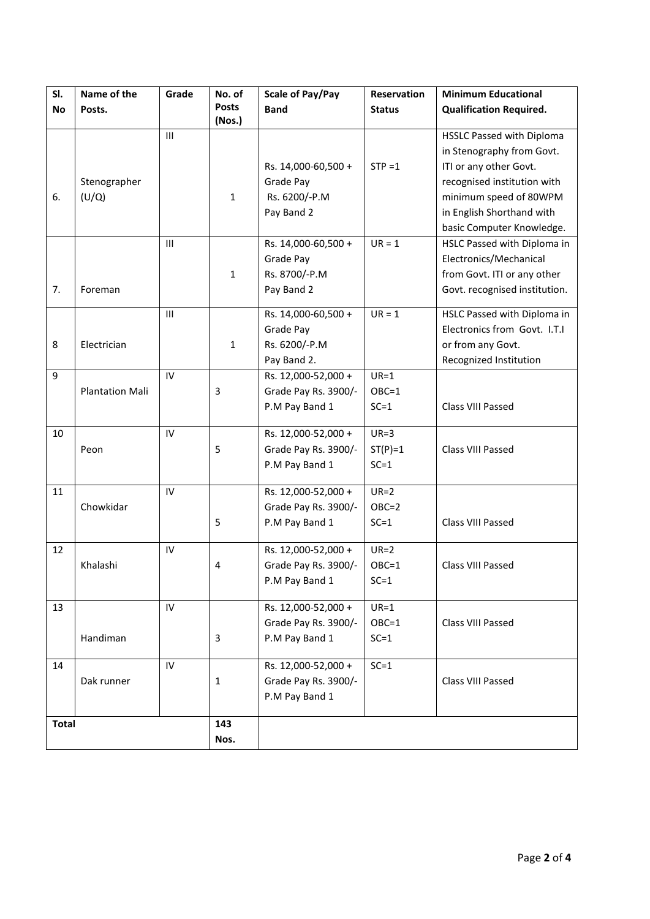| Sl. No | Name of the Posts. | Grade | No. of Posts (Nos.) | Scale of Pay/Pay Band | Reservation Status | Minimum Educational Qualification Required. |
|---|---|---|---|---|---|---|
| 6. | Stenographer (U/Q) | III | 1 | Rs. 14,000-60,500 + Grade Pay Rs. 6200/-P.M Pay Band 2 | STP =1 | HSSLC Passed with Diploma in Stenography from Govt. ITI or any other Govt. recognised institution with minimum speed of 80WPM in English Shorthand with basic Computer Knowledge. |
| 7. | Foreman | III | 1 | Rs. 14,000-60,500 + Grade Pay Rs. 8700/-P.M Pay Band 2 | UR = 1 | HSLC Passed with Diploma in Electronics/Mechanical from Govt. ITI or any other Govt. recognised institution. |
| 8 | Electrician | III | 1 | Rs. 14,000-60,500 + Grade Pay Rs. 6200/-P.M Pay Band 2. | UR = 1 | HSLC Passed with Diploma in Electronics from Govt. I.T.I or from any Govt. Recognized Institution |
| 9 | Plantation Mali | IV | 3 | Rs. 12,000-52,000 + Grade Pay Rs. 3900/- P.M Pay Band 1 | UR=1 OBC=1 SC=1 | Class VIII Passed |
| 10 | Peon | IV | 5 | Rs. 12,000-52,000 + Grade Pay Rs. 3900/- P.M Pay Band 1 | UR=3 ST(P)=1 SC=1 | Class VIII Passed |
| 11 | Chowkidar | IV | 5 | Rs. 12,000-52,000 + Grade Pay Rs. 3900/- P.M Pay Band 1 | UR=2 OBC=2 SC=1 | Class VIII Passed |
| 12 | Khalashi | IV | 4 | Rs. 12,000-52,000 + Grade Pay Rs. 3900/- P.M Pay Band 1 | UR=2 OBC=1 SC=1 | Class VIII Passed |
| 13 | Handiman | IV | 3 | Rs. 12,000-52,000 + Grade Pay Rs. 3900/- P.M Pay Band 1 | UR=1 OBC=1 SC=1 | Class VIII Passed |
| 14 | Dak runner | IV | 1 | Rs. 12,000-52,000 + Grade Pay Rs. 3900/- P.M Pay Band 1 | SC=1 | Class VIII Passed |
| **Total** | | | **143 Nos.** | | | |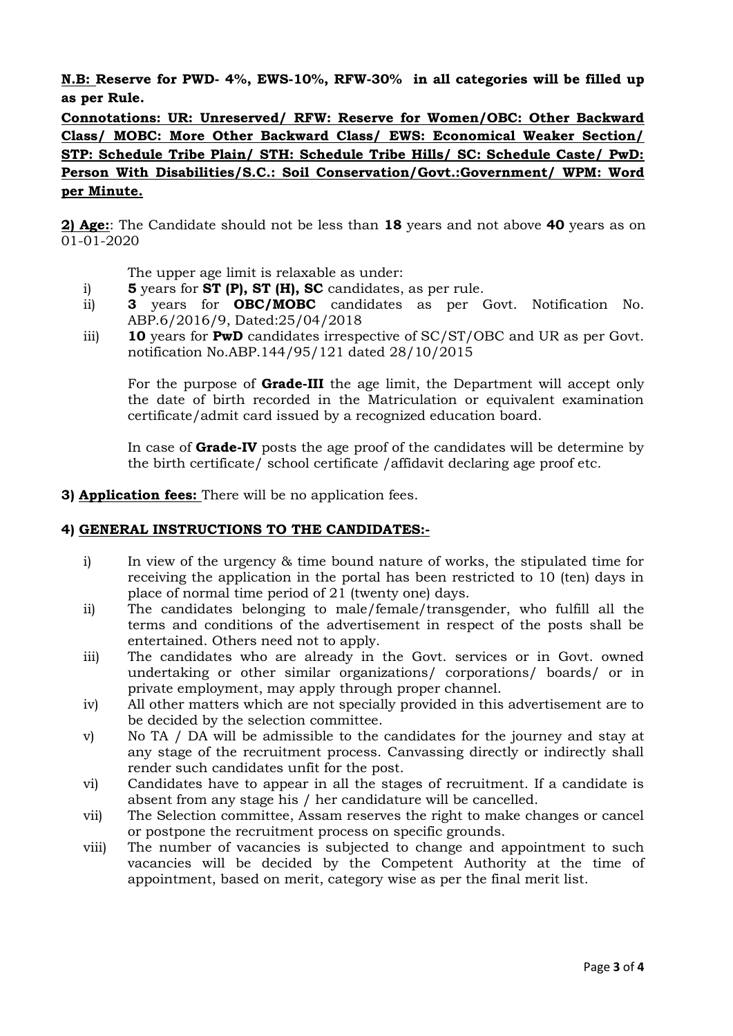**N.B: Reserve for PWD- 4%, EWS-10%, RFW-30% in all categories will be filled up as per Rule.**

**Connotations: UR: Unreserved/ RFW: Reserve for Women/OBC: Other Backward Class/ MOBC: More Other Backward Class/ EWS: Economical Weaker Section/ STP: Schedule Tribe Plain/ STH: Schedule Tribe Hills/ SC: Schedule Caste/ PwD: Person With Disabilities/S.C.: Soil Conservation/Govt.:Government/ WPM: Word per Minute.**

**2) Age:**: The Candidate should not be less than **18** years and not above **40** years as on 01-01-2020

The upper age limit is relaxable as under:

i) **5** years for **ST (P), ST (H), SC** candidates, as per rule.

ii) **3** years for **OBC/MOBC** candidates as per Govt. Notification No. ABP.6/2016/9, Dated:25/04/2018

iii) **10** years for **PwD** candidates irrespective of SC/ST/OBC and UR as per Govt. notification No.ABP.144/95/121 dated 28/10/2015

For the purpose of **Grade-III** the age limit, the Department will accept only the date of birth recorded in the Matriculation or equivalent examination certificate/admit card issued by a recognized education board.

In case of **Grade-IV** posts the age proof of the candidates will be determine by the birth certificate/ school certificate /affidavit declaring age proof etc.

**3) Application fees:** There will be no application fees.

**4) GENERAL INSTRUCTIONS TO THE CANDIDATES:-**

i) In view of the urgency & time bound nature of works, the stipulated time for receiving the application in the portal has been restricted to 10 (ten) days in place of normal time period of 21 (twenty one) days.

ii) The candidates belonging to male/female/transgender, who fulfill all the terms and conditions of the advertisement in respect of the posts shall be entertained. Others need not to apply.

iii) The candidates who are already in the Govt. services or in Govt. owned undertaking or other similar organizations/ corporations/ boards/ or in private employment, may apply through proper channel.

iv) All other matters which are not specially provided in this advertisement are to be decided by the selection committee.

v) No TA / DA will be admissible to the candidates for the journey and stay at any stage of the recruitment process. Canvassing directly or indirectly shall render such candidates unfit for the post.

vi) Candidates have to appear in all the stages of recruitment. If a candidate is absent from any stage his / her candidature will be cancelled.

vii) The Selection committee, Assam reserves the right to make changes or cancel or postpone the recruitment process on specific grounds.

viii) The number of vacancies is subjected to change and appointment to such vacancies will be decided by the Competent Authority at the time of appointment, based on merit, category wise as per the final merit list.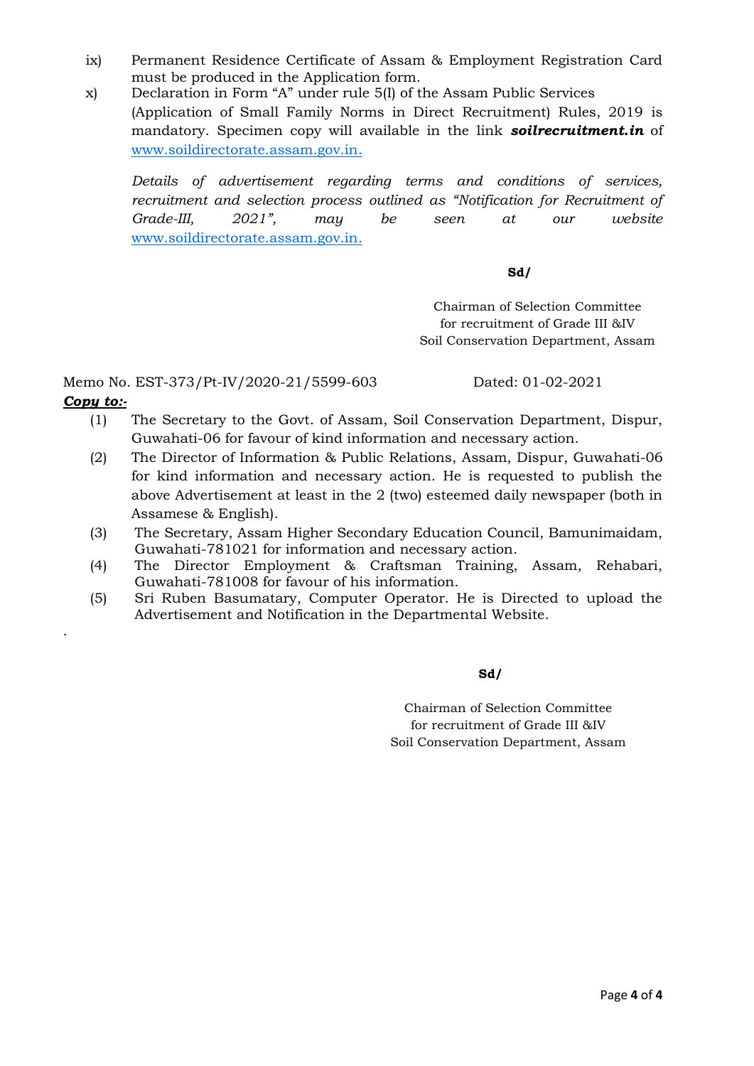ix) Permanent Residence Certificate of Assam & Employment Registration Card must be produced in the Application form.

x) Declaration in Form "A" under rule 5(I) of the Assam Public Services (Application of Small Family Norms in Direct Recruitment) Rules, 2019 is mandatory. Specimen copy will available in the link ***soilrecruitment.in*** of [www.soildirectorate.assam.gov.in.](www.soildirectorate.assam.gov.in)

*Details of advertisement regarding terms and conditions of services, recruitment and selection process outlined as "Notification for Recruitment of Grade-III, 2021", may be seen at our website* [www.soildirectorate.assam.gov.in.](www.soildirectorate.assam.gov.in)

**Sd/**

Chairman of Selection Committee
for recruitment of Grade III &IV
Soil Conservation Department, Assam

Memo No. EST-373/Pt-IV/2020-21/5599-603 Dated: 01-02-2021

***Copy to:-***

(1) The Secretary to the Govt. of Assam, Soil Conservation Department, Dispur, Guwahati-06 for favour of kind information and necessary action.

(2) The Director of Information & Public Relations, Assam, Dispur, Guwahati-06 for kind information and necessary action. He is requested to publish the above Advertisement at least in the 2 (two) esteemed daily newspaper (both in Assamese & English).

(3) The Secretary, Assam Higher Secondary Education Council, Bamunimaidam, Guwahati-781021 for information and necessary action.

(4) The Director Employment & Craftsman Training, Assam, Rehabari, Guwahati-781008 for favour of his information.

(5) Sri Ruben Basumatary, Computer Operator. He is Directed to upload the Advertisement and Notification in the Departmental Website.

**Sd/**

Chairman of Selection Committee
for recruitment of Grade III &IV
Soil Conservation Department, Assam